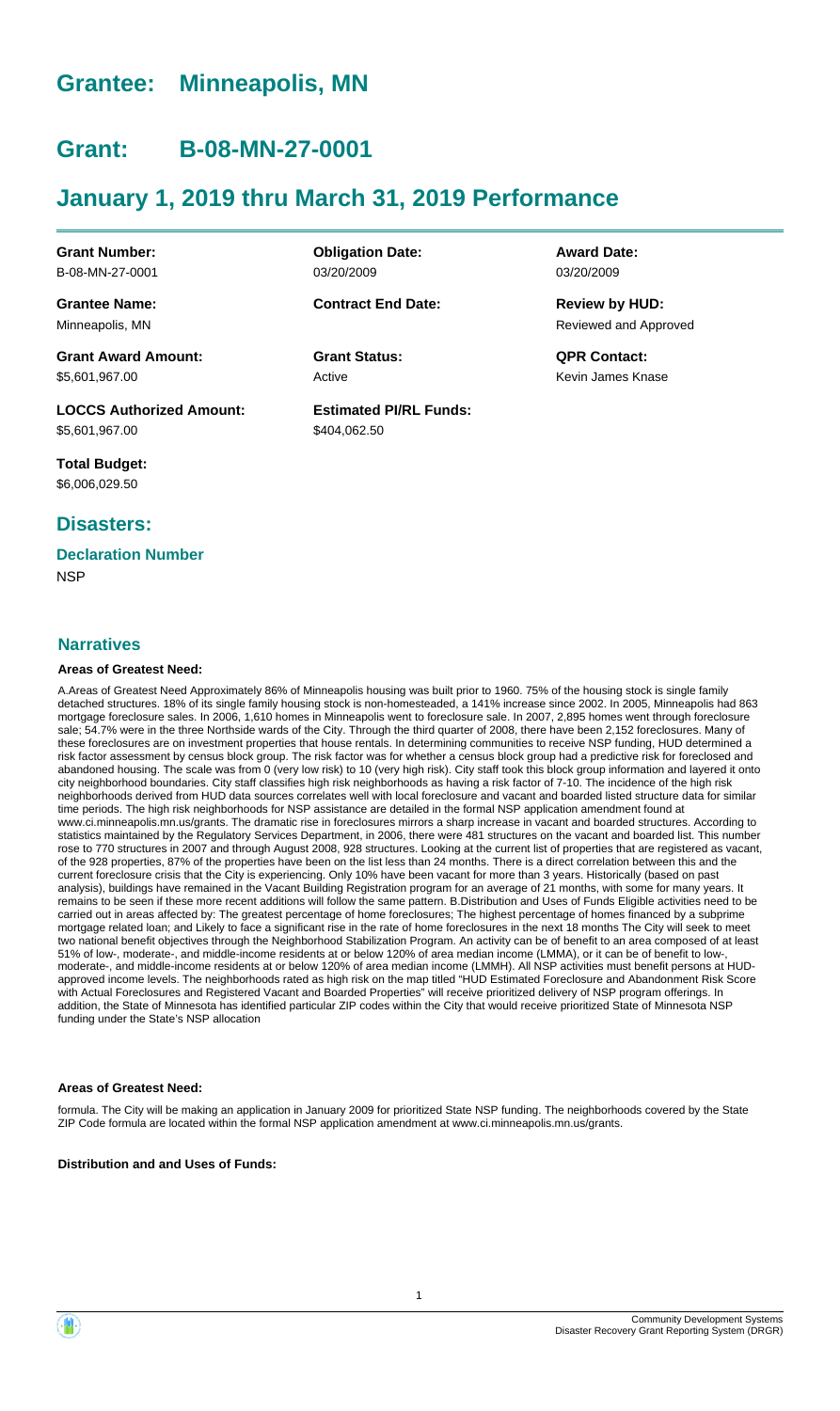# Grantee: Minneapolis, MN

# Grant: B-08-MN-27-0001

# January 1, 2019 thru March 31, 2019 Performance

| | | |
|---|---|---|
| **Grant Number:**<br>B-08-MN-27-0001 | **Obligation Date:**<br>03/20/2009 | **Award Date:**<br>03/20/2009 |
| **Grantee Name:**<br>Minneapolis, MN | **Contract End Date:** | **Review by HUD:**<br>Reviewed and Approved |
| **Grant Award Amount:**<br>$5,601,967.00 | **Grant Status:**<br>Active | **QPR Contact:**<br>Kevin James Knase |
| **LOCCS Authorized Amount:**<br>$5,601,967.00 | **Estimated PI/RL Funds:**<br>$404,062.50 | |
| **Total Budget:**<br>$6,006,029.50 | | |

## Disasters:

### Declaration Number

NSP

## Narratives

#### Areas of Greatest Need:

A.Areas of Greatest Need Approximately 86% of Minneapolis housing was built prior to 1960. 75% of the housing stock is single family detached structures. 18% of its single family housing stock is non-homesteaded, a 141% increase since 2002. In 2005, Minneapolis had 863 mortgage foreclosure sales. In 2006, 1,610 homes in Minneapolis went to foreclosure sale. In 2007, 2,895 homes went through foreclosure sale; 54.7% were in the three Northside wards of the City. Through the third quarter of 2008, there have been 2,152 foreclosures. Many of these foreclosures are on investment properties that house rentals. In determining communities to receive NSP funding, HUD determined a risk factor assessment by census block group. The risk factor was for whether a census block group had a predictive risk for foreclosed and abandoned housing. The scale was from 0 (very low risk) to 10 (very high risk). City staff took this block group information and layered it onto city neighborhood boundaries. City staff classifies high risk neighborhoods as having a risk factor of 7-10. The incidence of the high risk neighborhoods derived from HUD data sources correlates well with local foreclosure and vacant and boarded listed structure data for similar time periods. The high risk neighborhoods for NSP assistance are detailed in the formal NSP application amendment found at www.ci.minneapolis.mn.us/grants. The dramatic rise in foreclosures mirrors a sharp increase in vacant and boarded structures. According to statistics maintained by the Regulatory Services Department, in 2006, there were 481 structures on the vacant and boarded list. This number rose to 770 structures in 2007 and through August 2008, 928 structures. Looking at the current list of properties that are registered as vacant, of the 928 properties, 87% of the properties have been on the list less than 24 months. There is a direct correlation between this and the current foreclosure crisis that the City is experiencing. Only 10% have been vacant for more than 3 years. Historically (based on past analysis), buildings have remained in the Vacant Building Registration program for an average of 21 months, with some for many years. It remains to be seen if these more recent additions will follow the same pattern. B.Distribution and Uses of Funds Eligible activities need to be carried out in areas affected by: The greatest percentage of home foreclosures; The highest percentage of homes financed by a subprime mortgage related loan; and Likely to face a significant rise in the rate of home foreclosures in the next 18 months The City will seek to meet two national benefit objectives through the Neighborhood Stabilization Program. An activity can be of benefit to an area composed of at least 51% of low-, moderate-, and middle-income residents at or below 120% of area median income (LMMA), or it can be of benefit to low-, moderate-, and middle-income residents at or below 120% of area median income (LMMH). All NSP activities must benefit persons at HUD-approved income levels. The neighborhoods rated as high risk on the map titled "HUD Estimated Foreclosure and Abandonment Risk Score with Actual Foreclosures and Registered Vacant and Boarded Properties" will receive prioritized delivery of NSP program offerings. In addition, the State of Minnesota has identified particular ZIP codes within the City that would receive prioritized State of Minnesota NSP funding under the State's NSP allocation

#### Areas of Greatest Need:

formula. The City will be making an application in January 2009 for prioritized State NSP funding. The neighborhoods covered by the State ZIP Code formula are located within the formal NSP application amendment at www.ci.minneapolis.mn.us/grants.

#### Distribution and and Uses of Funds: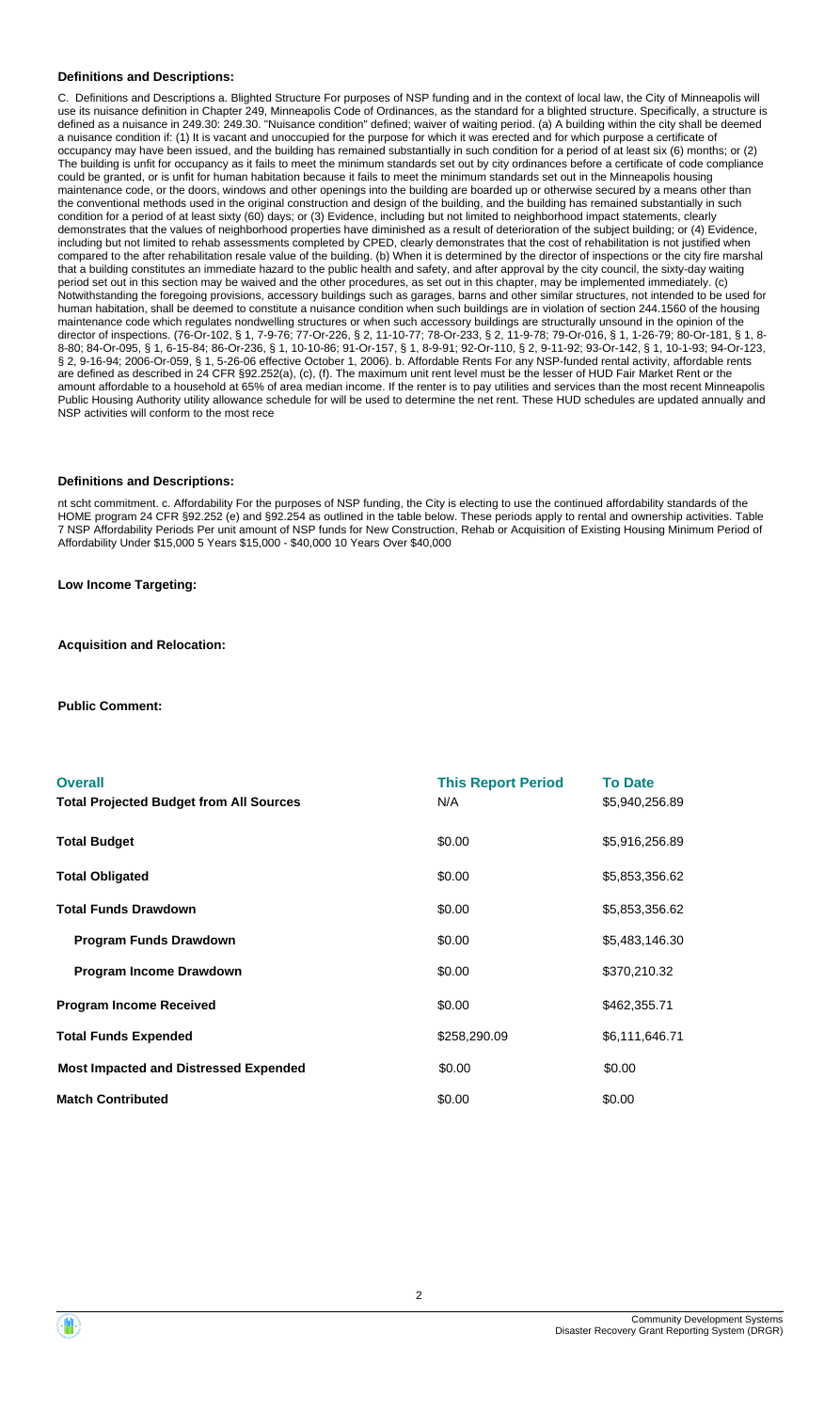**Definitions and Descriptions:**

C. Definitions and Descriptions a. Blighted Structure For purposes of NSP funding and in the context of local law, the City of Minneapolis will use its nuisance definition in Chapter 249, Minneapolis Code of Ordinances, as the standard for a blighted structure. Specifically, a structure is defined as a nuisance in 249.30: 249.30. "Nuisance condition" defined; waiver of waiting period. (a) A building within the city shall be deemed a nuisance condition if: (1) It is vacant and unoccupied for the purpose for which it was erected and for which purpose a certificate of occupancy may have been issued, and the building has remained substantially in such condition for a period of at least six (6) months; or (2) The building is unfit for occupancy as it fails to meet the minimum standards set out by city ordinances before a certificate of code compliance could be granted, or is unfit for human habitation because it fails to meet the minimum standards set out in the Minneapolis housing maintenance code, or the doors, windows and other openings into the building are boarded up or otherwise secured by a means other than the conventional methods used in the original construction and design of the building, and the building has remained substantially in such condition for a period of at least sixty (60) days; or (3) Evidence, including but not limited to neighborhood impact statements, clearly demonstrates that the values of neighborhood properties have diminished as a result of deterioration of the subject building; or (4) Evidence, including but not limited to rehab assessments completed by CPED, clearly demonstrates that the cost of rehabilitation is not justified when compared to the after rehabilitation resale value of the building. (b) When it is determined by the director of inspections or the city fire marshal that a building constitutes an immediate hazard to the public health and safety, and after approval by the city council, the sixty-day waiting period set out in this section may be waived and the other procedures, as set out in this chapter, may be implemented immediately. (c) Notwithstanding the foregoing provisions, accessory buildings such as garages, barns and other similar structures, not intended to be used for human habitation, shall be deemed to constitute a nuisance condition when such buildings are in violation of section 244.1560 of the housing maintenance code which regulates nondwelling structures or when such accessory buildings are structurally unsound in the opinion of the director of inspections. (76-Or-102, § 1, 7-9-76; 77-Or-226, § 2, 11-10-77; 78-Or-233, § 2, 11-9-78; 79-Or-016, § 1, 1-26-79; 80-Or-181, § 1, 8-8-80; 84-Or-095, § 1, 6-15-84; 86-Or-236, § 1, 10-10-86; 91-Or-157, § 1, 8-9-91; 92-Or-110, § 2, 9-11-92; 93-Or-142, § 1, 10-1-93; 94-Or-123, § 2, 9-16-94; 2006-Or-059, § 1, 5-26-06 effective October 1, 2006). b. Affordable Rents For any NSP-funded rental activity, affordable rents are defined as described in 24 CFR §92.252(a), (c), (f). The maximum unit rent level must be the lesser of HUD Fair Market Rent or the amount affordable to a household at 65% of area median income. If the renter is to pay utilities and services than the most recent Minneapolis Public Housing Authority utility allowance schedule for will be used to determine the net rent. These HUD schedules are updated annually and NSP activities will conform to the most rece

**Definitions and Descriptions:**

nt scht commitment. c. Affordability For the purposes of NSP funding, the City is electing to use the continued affordability standards of the HOME program 24 CFR §92.252 (e) and §92.254 as outlined in the table below. These periods apply to rental and ownership activities. Table 7 NSP Affordability Periods Per unit amount of NSP funds for New Construction, Rehab or Acquisition of Existing Housing Minimum Period of Affordability Under $15,000 5 Years $15,000 - $40,000 10 Years Over $40,000

**Low Income Targeting:**

**Acquisition and Relocation:**

**Public Comment:**

| Overall | This Report Period | To Date |
|---|---|---|
| Total Projected Budget from All Sources | N/A | $5,940,256.89 |
| Total Budget | $0.00 | $5,916,256.89 |
| Total Obligated | $0.00 | $5,853,356.62 |
| Total Funds Drawdown | $0.00 | $5,853,356.62 |
| Program Funds Drawdown | $0.00 | $5,483,146.30 |
| Program Income Drawdown | $0.00 | $370,210.32 |
| Program Income Received | $0.00 | $462,355.71 |
| Total Funds Expended | $258,290.09 | $6,111,646.71 |
| Most Impacted and Distressed Expended | $0.00 | $0.00 |
| Match Contributed | $0.00 | $0.00 |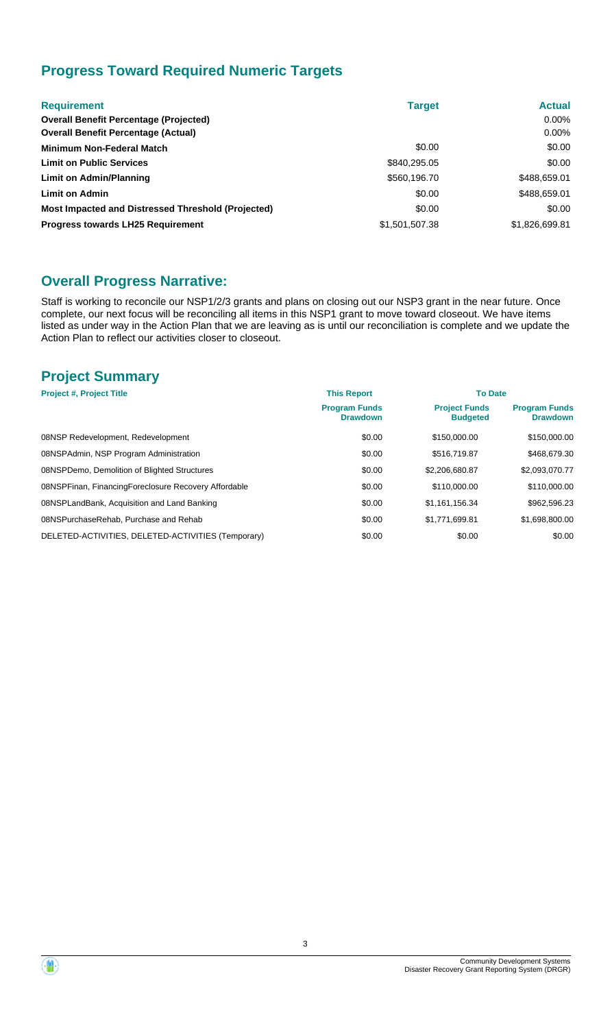## Progress Toward Required Numeric Targets

| Requirement | Target | Actual |
|---|---|---|
| **Overall Benefit Percentage (Projected)** | | 0.00% |
| **Overall Benefit Percentage (Actual)** | | 0.00% |
| **Minimum Non-Federal Match** | $0.00 | $0.00 |
| **Limit on Public Services** | $840,295.05 | $0.00 |
| **Limit on Admin/Planning** | $560,196.70 | $488,659.01 |
| **Limit on Admin** | $0.00 | $488,659.01 |
| **Most Impacted and Distressed Threshold (Projected)** | $0.00 | $0.00 |
| **Progress towards LH25 Requirement** | $1,501,507.38 | $1,826,699.81 |

## Overall Progress Narrative:

Staff is working to reconcile our NSP1/2/3 grants and plans on closing out our NSP3 grant in the near future. Once complete, our next focus will be reconciling all items in this NSP1 grant to move toward closeout. We have items listed as under way in the Action Plan that we are leaving as is until our reconciliation is complete and we update the Action Plan to reflect our activities closer to closeout.

## Project Summary

| Project #, Project Title | This Report | To Date | |
|---|---|---|---|
| | **Program Funds Drawdown** | **Project Funds Budgeted** | **Program Funds Drawdown** |
| 08NSP Redevelopment, Redevelopment | $0.00 | $150,000.00 | $150,000.00 |
| 08NSPAdmin, NSP Program Administration | $0.00 | $516,719.87 | $468,679.30 |
| 08NSPDemo, Demolition of Blighted Structures | $0.00 | $2,206,680.87 | $2,093,070.77 |
| 08NSPFinan, FinancingForeclosure Recovery Affordable | $0.00 | $110,000.00 | $110,000.00 |
| 08NSPLandBank, Acquisition and Land Banking | $0.00 | $1,161,156.34 | $962,596.23 |
| 08NSPurchaseRehab, Purchase and Rehab | $0.00 | $1,771,699.81 | $1,698,800.00 |
| DELETED-ACTIVITIES, DELETED-ACTIVITIES (Temporary) | $0.00 | $0.00 | $0.00 |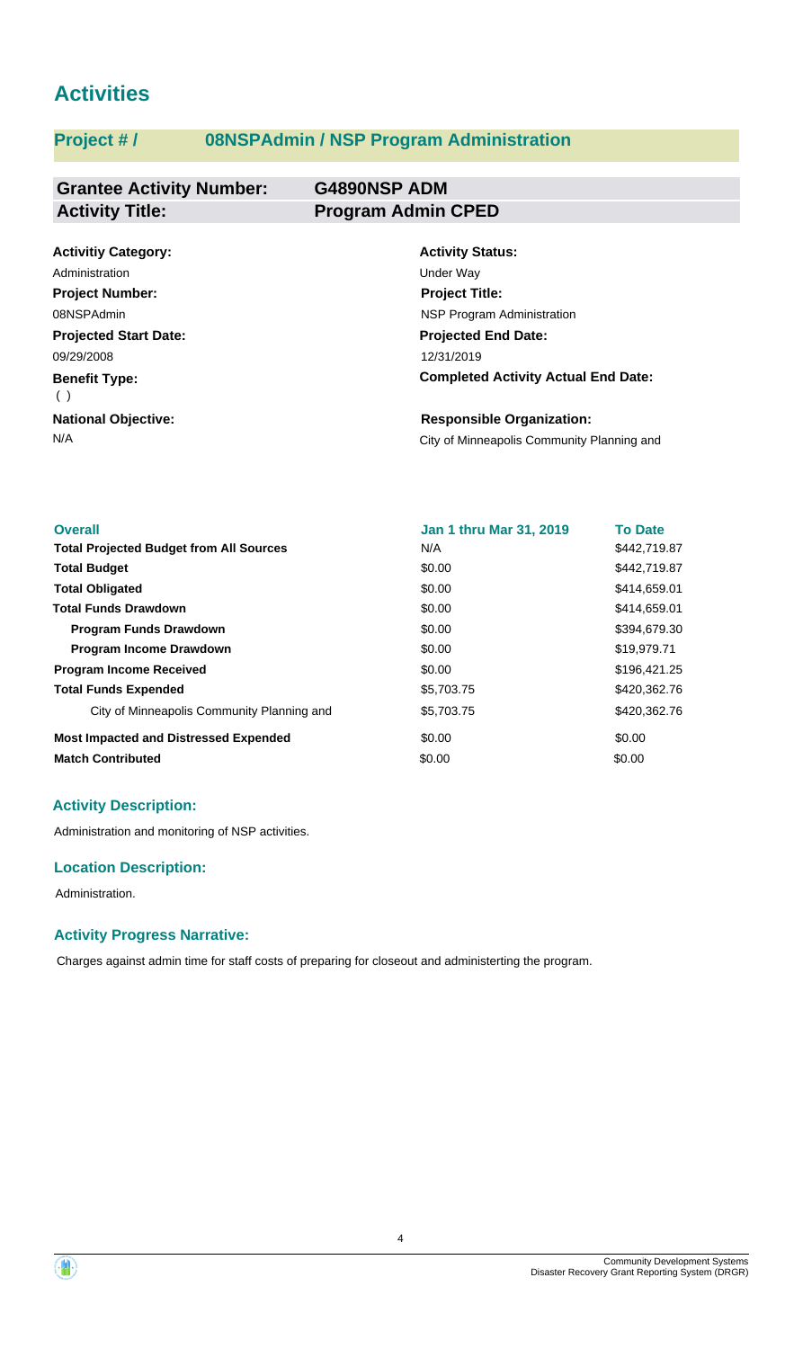# Activities

## Project # / 08NSPAdmin / NSP Program Administration

| | |
|---|---|
| **Grantee Activity Number:** | **G4890NSP ADM** |
| **Activity Title:** | **Program Admin CPED** |

**Activitiy Category:**
Administration

**Activity Status:**
Under Way

**Project Number:**
08NSPAdmin

**Project Title:**
NSP Program Administration

**Projected Start Date:**
09/29/2008

**Projected End Date:**
12/31/2019

**Benefit Type:**
( )

**Completed Activity Actual End Date:**

**National Objective:**
N/A

**Responsible Organization:**
City of Minneapolis Community Planning and

| **Overall** | **Jan 1 thru Mar 31, 2019** | **To Date** |
|---|---|---|
| **Total Projected Budget from All Sources** | N/A | $442,719.87 |
| **Total Budget** | $0.00 | $442,719.87 |
| **Total Obligated** | $0.00 | $414,659.01 |
| **Total Funds Drawdown** | $0.00 | $414,659.01 |
| **Program Funds Drawdown** | $0.00 | $394,679.30 |
| **Program Income Drawdown** | $0.00 | $19,979.71 |
| **Program Income Received** | $0.00 | $196,421.25 |
| **Total Funds Expended** | $5,703.75 | $420,362.76 |
| City of Minneapolis Community Planning and | $5,703.75 | $420,362.76 |
| **Most Impacted and Distressed Expended** | $0.00 | $0.00 |
| **Match Contributed** | $0.00 | $0.00 |

### Activity Description:

Administration and monitoring of NSP activities.

### Location Description:

Administration.

### Activity Progress Narrative:

Charges against admin time for staff costs of preparing for closeout and administerting the program.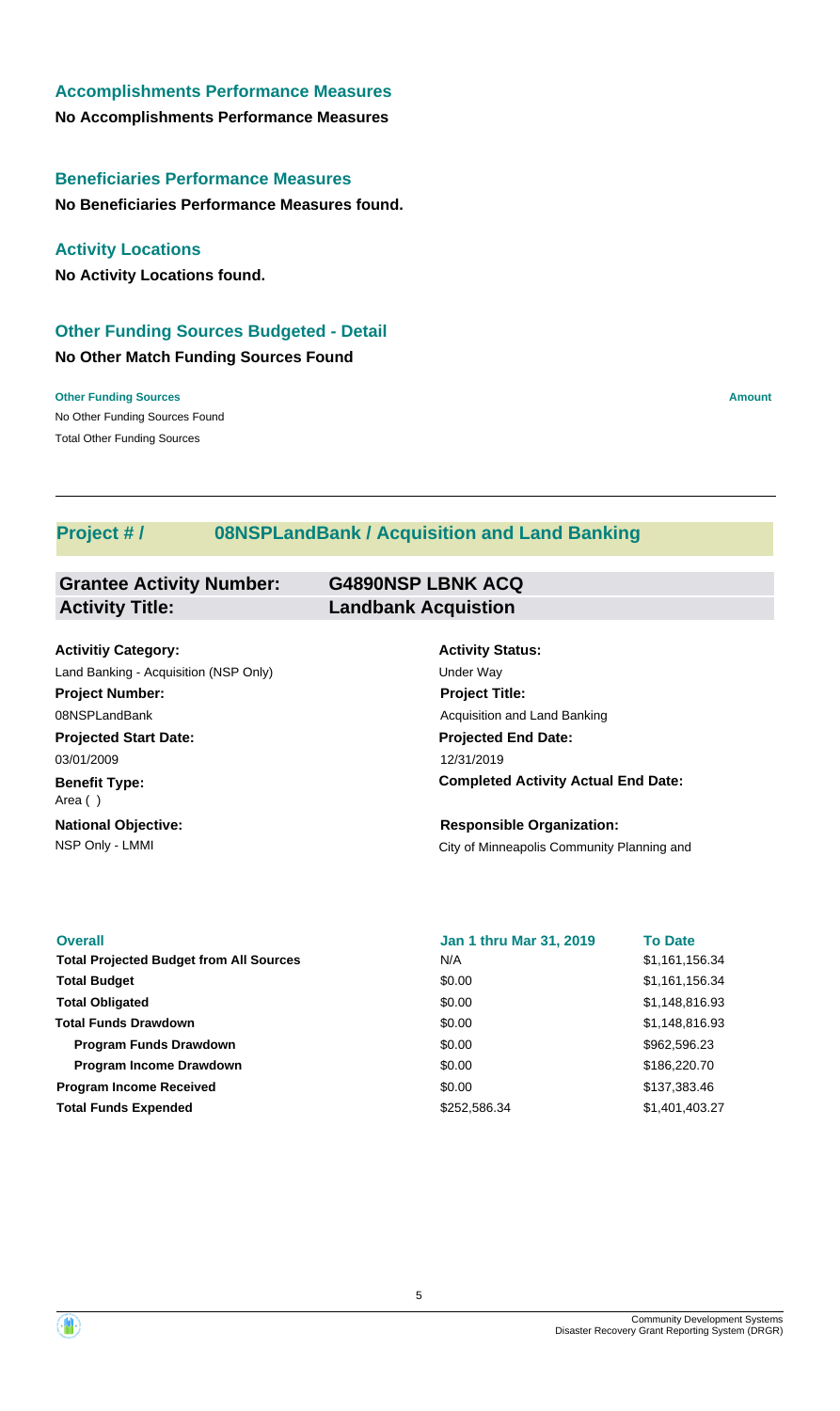### Accomplishments Performance Measures

**No Accomplishments Performance Measures**

### Beneficiaries Performance Measures

**No Beneficiaries Performance Measures found.**

### Activity Locations

**No Activity Locations found.**

### Other Funding Sources Budgeted - Detail

**No Other Match Funding Sources Found**

| Other Funding Sources | Amount |
|---|---|
| No Other Funding Sources Found | |
| Total Other Funding Sources | |

---

## Project # / 08NSPLandBank / Acquisition and Land Banking

| | |
|---|---|
| **Grantee Activity Number:** | **G4890NSP LBNK ACQ** |
| **Activity Title:** | **Landbank Acquistion** |

**Activitiy Category:**
Land Banking - Acquisition (NSP Only)

**Activity Status:**
Under Way

**Project Number:**
08NSPLandBank

**Project Title:**
Acquisition and Land Banking

**Projected Start Date:**
03/01/2009

**Projected End Date:**
12/31/2019

**Benefit Type:**
Area ( )

**Completed Activity Actual End Date:**

**National Objective:**
NSP Only - LMMI

**Responsible Organization:**
City of Minneapolis Community Planning and

| Overall | Jan 1 thru Mar 31, 2019 | To Date |
|---|---|---|
| **Total Projected Budget from All Sources** | N/A | $1,161,156.34 |
| **Total Budget** | $0.00 | $1,161,156.34 |
| **Total Obligated** | $0.00 | $1,148,816.93 |
| **Total Funds Drawdown** | $0.00 | $1,148,816.93 |
| **Program Funds Drawdown** | $0.00 | $962,596.23 |
| **Program Income Drawdown** | $0.00 | $186,220.70 |
| **Program Income Received** | $0.00 | $137,383.46 |
| **Total Funds Expended** | $252,586.34 | $1,401,403.27 |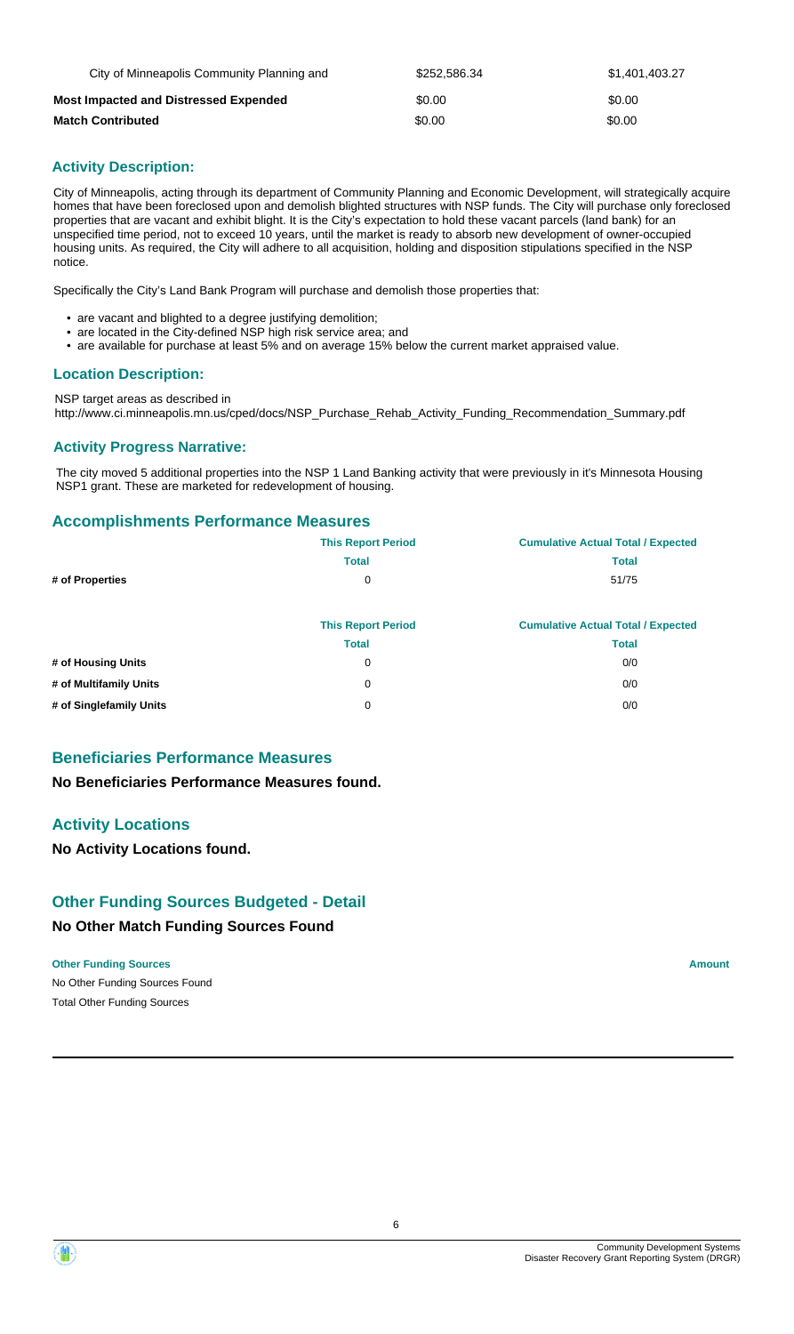| | | |
|---|---|---|
| City of Minneapolis Community Planning and | $252,586.34 | $1,401,403.27 |
| **Most Impacted and Distressed Expended** | $0.00 | $0.00 |
| **Match Contributed** | $0.00 | $0.00 |

### Activity Description:

City of Minneapolis, acting through its department of Community Planning and Economic Development, will strategically acquire homes that have been foreclosed upon and demolish blighted structures with NSP funds. The City will purchase only foreclosed properties that are vacant and exhibit blight. It is the City's expectation to hold these vacant parcels (land bank) for an unspecified time period, not to exceed 10 years, until the market is ready to absorb new development of owner-occupied housing units. As required, the City will adhere to all acquisition, holding and disposition stipulations specified in the NSP notice.

Specifically the City's Land Bank Program will purchase and demolish those properties that:

- are vacant and blighted to a degree justifying demolition;
- are located in the City-defined NSP high risk service area; and
- are available for purchase at least 5% and on average 15% below the current market appraised value.

### Location Description:

NSP target areas as described in http://www.ci.minneapolis.mn.us/cped/docs/NSP_Purchase_Rehab_Activity_Funding_Recommendation_Summary.pdf

### Activity Progress Narrative:

The city moved 5 additional properties into the NSP 1 Land Banking activity that were previously in it's Minnesota Housing NSP1 grant. These are marketed for redevelopment of housing.

## Accomplishments Performance Measures

| | This Report Period | Cumulative Actual Total / Expected |
|---|---|---|
| | Total | Total |
| # of Properties | 0 | 51/75 |

| | This Report Period | Cumulative Actual Total / Expected |
|---|---|---|
| | Total | Total |
| # of Housing Units | 0 | 0/0 |
| # of Multifamily Units | 0 | 0/0 |
| # of Singlefamily Units | 0 | 0/0 |

## Beneficiaries Performance Measures

**No Beneficiaries Performance Measures found.**

## Activity Locations

**No Activity Locations found.**

## Other Funding Sources Budgeted - Detail

### No Other Match Funding Sources Found

| Other Funding Sources | Amount |
|---|---|
| No Other Funding Sources Found | |
| Total Other Funding Sources | |